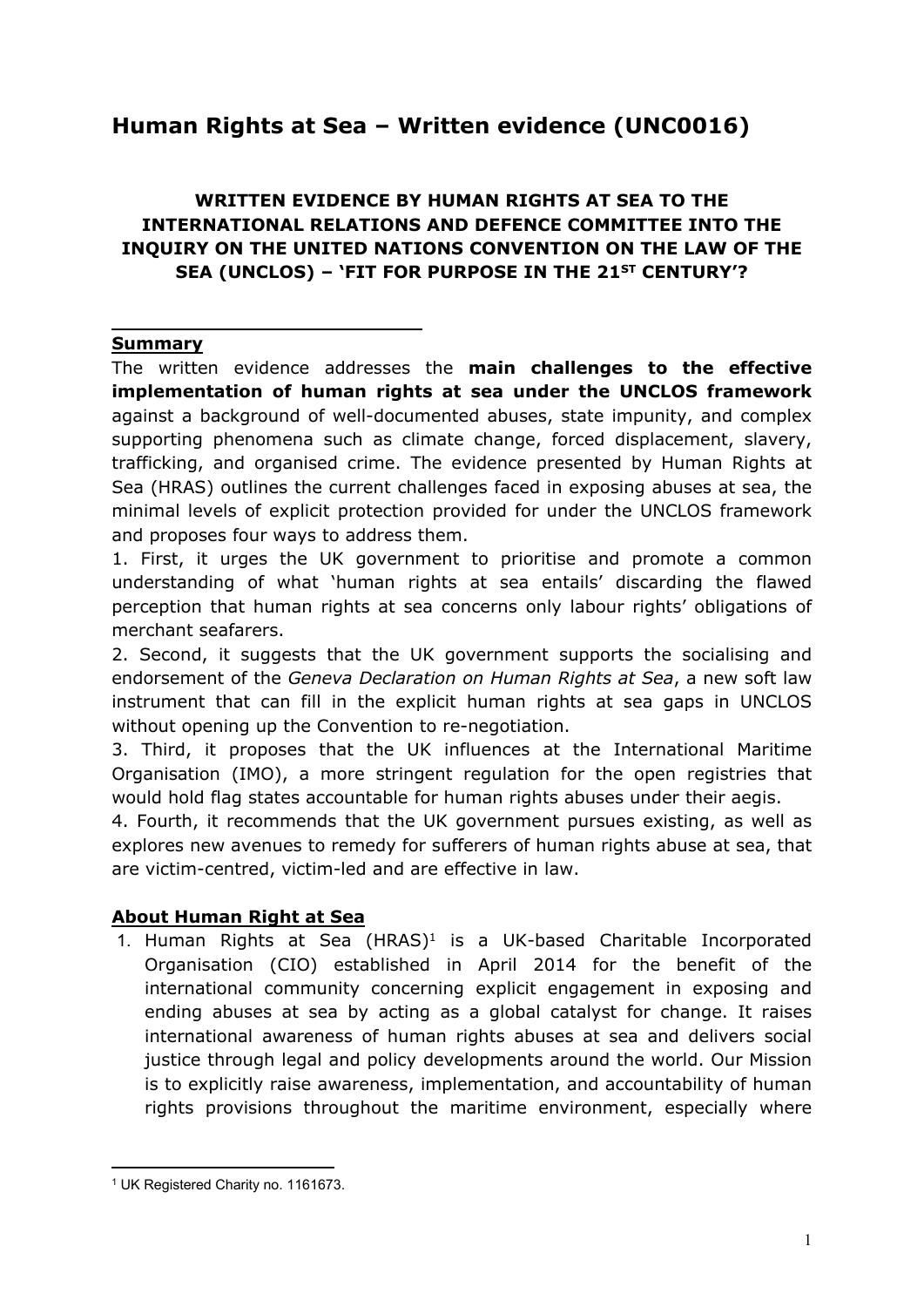# Human Rights at Sea – Written evidence (UNC0016)

## WRITTEN EVIDENCE BY HUMAN RIGHTS AT SEA TO THE INTERNATIONAL RELATIONS AND DEFENCE COMMITTEE INTO THE INQUIRY ON THE UNITED NATIONS CONVENTION ON THE LAW OF THE SEA (UNCLOS) – 'FIT FOR PURPOSE IN THE 21ST CENTURY'?

### Summary

The written evidence addresses the **main challenges to the effective implementation of human rights at sea under the UNCLOS framework** against a background of well-documented abuses, state impunity, and complex supporting phenomena such as climate change, forced displacement, slavery, trafficking, and organised crime. The evidence presented by Human Rights at Sea (HRAS) outlines the current challenges faced in exposing abuses at sea, the minimal levels of explicit protection provided for under the UNCLOS framework and proposes four ways to address them.

1. First, it urges the UK government to prioritise and promote a common understanding of what 'human rights at sea entails' discarding the flawed perception that human rights at sea concerns only labour rights' obligations of merchant seafarers.
2. Second, it suggests that the UK government supports the socialising and endorsement of the *Geneva Declaration on Human Rights at Sea*, a new soft law instrument that can fill in the explicit human rights at sea gaps in UNCLOS without opening up the Convention to re-negotiation.
3. Third, it proposes that the UK influences at the International Maritime Organisation (IMO), a more stringent regulation for the open registries that would hold flag states accountable for human rights abuses under their aegis.
4. Fourth, it recommends that the UK government pursues existing, as well as explores new avenues to remedy for sufferers of human rights abuse at sea, that are victim-centred, victim-led and are effective in law.

### About Human Right at Sea

1. Human Rights at Sea (HRAS)[1] is a UK-based Charitable Incorporated Organisation (CIO) established in April 2014 for the benefit of the international community concerning explicit engagement in exposing and ending abuses at sea by acting as a global catalyst for change. It raises international awareness of human rights abuses at sea and delivers social justice through legal and policy developments around the world. Our Mission is to explicitly raise awareness, implementation, and accountability of human rights provisions throughout the maritime environment, especially where

[1] UK Registered Charity no. 1161673.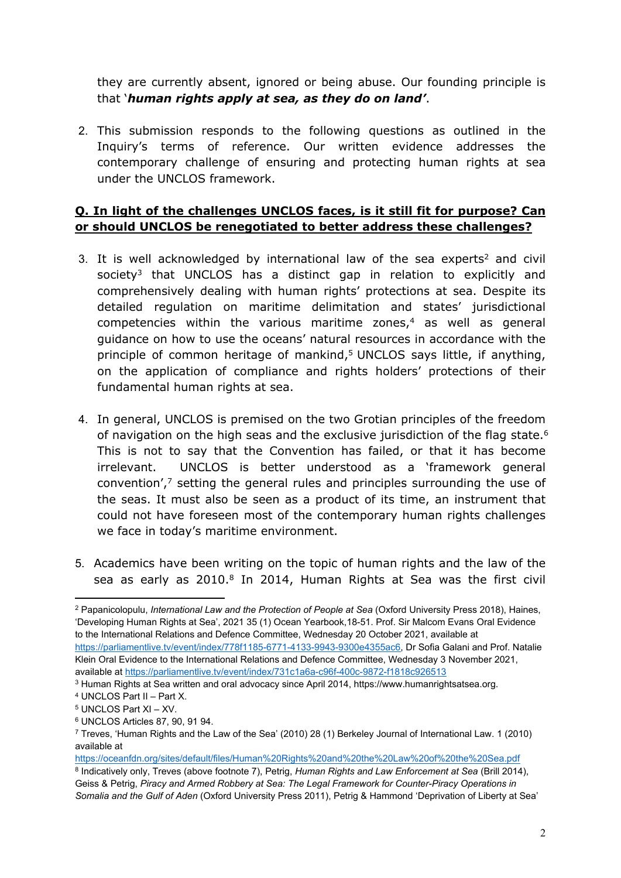they are currently absent, ignored or being abuse. Our founding principle is that '***human rights apply at sea, as they do on land'***.

2. This submission responds to the following questions as outlined in the Inquiry's terms of reference. Our written evidence addresses the contemporary challenge of ensuring and protecting human rights at sea under the UNCLOS framework.

**Q. In light of the challenges UNCLOS faces, is it still fit for purpose? Can or should UNCLOS be renegotiated to better address these challenges?**

3. It is well acknowledged by international law of the sea experts[2] and civil society[3] that UNCLOS has a distinct gap in relation to explicitly and comprehensively dealing with human rights' protections at sea. Despite its detailed regulation on maritime delimitation and states' jurisdictional competencies within the various maritime zones,[4] as well as general guidance on how to use the oceans' natural resources in accordance with the principle of common heritage of mankind,[5] UNCLOS says little, if anything, on the application of compliance and rights holders' protections of their fundamental human rights at sea.

4. In general, UNCLOS is premised on the two Grotian principles of the freedom of navigation on the high seas and the exclusive jurisdiction of the flag state.[6] This is not to say that the Convention has failed, or that it has become irrelevant. UNCLOS is better understood as a 'framework general convention',[7] setting the general rules and principles surrounding the use of the seas. It must also be seen as a product of its time, an instrument that could not have foreseen most of the contemporary human rights challenges we face in today's maritime environment.

5. Academics have been writing on the topic of human rights and the law of the sea as early as 2010.[8] In 2014, Human Rights at Sea was the first civil

---

[2] Papanicolopulu, *International Law and the Protection of People at Sea* (Oxford University Press 2018), Haines, 'Developing Human Rights at Sea', 2021 35 (1) Ocean Yearbook,18-51. Prof. Sir Malcom Evans Oral Evidence to the International Relations and Defence Committee, Wednesday 20 October 2021, available at https://parliamentlive.tv/event/index/778f1185-6771-4133-9943-9300e4355ac6, Dr Sofia Galani and Prof. Natalie Klein Oral Evidence to the International Relations and Defence Committee, Wednesday 3 November 2021, available at https://parliamentlive.tv/event/index/731c1a6a-c96f-400c-9872-f1818c926513

[3] Human Rights at Sea written and oral advocacy since April 2014, https://www.humanrightsatsea.org.

[4] UNCLOS Part II – Part X.

[5] UNCLOS Part XI – XV.

[6] UNCLOS Articles 87, 90, 91 94.

[7] Treves, 'Human Rights and the Law of the Sea' (2010) 28 (1) Berkeley Journal of International Law. 1 (2010) available at https://oceanfdn.org/sites/default/files/Human%20Rights%20and%20the%20Law%20of%20the%20Sea.pdf

[8] Indicatively only, Treves (above footnote 7), Petrig, *Human Rights and Law Enforcement at Sea* (Brill 2014), Geiss & Petrig, *Piracy and Armed Robbery at Sea: The Legal Framework for Counter-Piracy Operations in Somalia and the Gulf of Aden* (Oxford University Press 2011), Petrig & Hammond 'Deprivation of Liberty at Sea'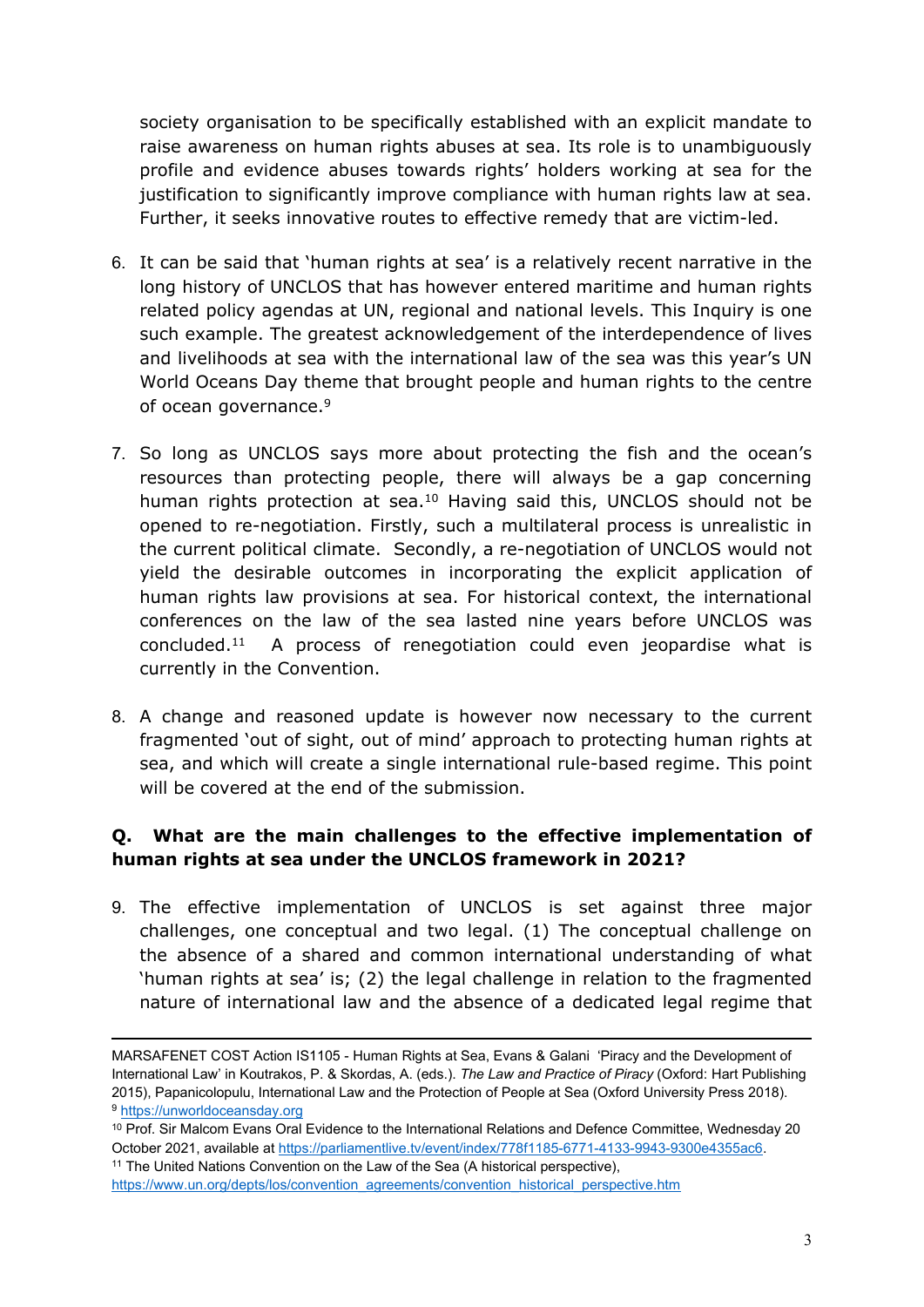society organisation to be specifically established with an explicit mandate to raise awareness on human rights abuses at sea. Its role is to unambiguously profile and evidence abuses towards rights' holders working at sea for the justification to significantly improve compliance with human rights law at sea. Further, it seeks innovative routes to effective remedy that are victim-led.

6. It can be said that 'human rights at sea' is a relatively recent narrative in the long history of UNCLOS that has however entered maritime and human rights related policy agendas at UN, regional and national levels. This Inquiry is one such example. The greatest acknowledgement of the interdependence of lives and livelihoods at sea with the international law of the sea was this year's UN World Oceans Day theme that brought people and human rights to the centre of ocean governance.[9]

7. So long as UNCLOS says more about protecting the fish and the ocean's resources than protecting people, there will always be a gap concerning human rights protection at sea.[10] Having said this, UNCLOS should not be opened to re-negotiation. Firstly, such a multilateral process is unrealistic in the current political climate. Secondly, a re-negotiation of UNCLOS would not yield the desirable outcomes in incorporating the explicit application of human rights law provisions at sea. For historical context, the international conferences on the law of the sea lasted nine years before UNCLOS was concluded.[11] A process of renegotiation could even jeopardise what is currently in the Convention.

8. A change and reasoned update is however now necessary to the current fragmented 'out of sight, out of mind' approach to protecting human rights at sea, and which will create a single international rule-based regime. This point will be covered at the end of the submission.

### Q. What are the main challenges to the effective implementation of human rights at sea under the UNCLOS framework in 2021?

9. The effective implementation of UNCLOS is set against three major challenges, one conceptual and two legal. (1) The conceptual challenge on the absence of a shared and common international understanding of what 'human rights at sea' is; (2) the legal challenge in relation to the fragmented nature of international law and the absence of a dedicated legal regime that

---

MARSAFENET COST Action IS1105 - Human Rights at Sea, Evans & Galani 'Piracy and the Development of International Law' in Koutrakos, P. & Skordas, A. (eds.). *The Law and Practice of Piracy* (Oxford: Hart Publishing 2015), Papanicolopulu, International Law and the Protection of People at Sea (Oxford University Press 2018).

[9] https://unworldoceansday.org

[10] Prof. Sir Malcom Evans Oral Evidence to the International Relations and Defence Committee, Wednesday 20 October 2021, available at https://parliamentlive.tv/event/index/778f1185-6771-4133-9943-9300e4355ac6.

[11] The United Nations Convention on the Law of the Sea (A historical perspective), https://www.un.org/depts/los/convention_agreements/convention_historical_perspective.htm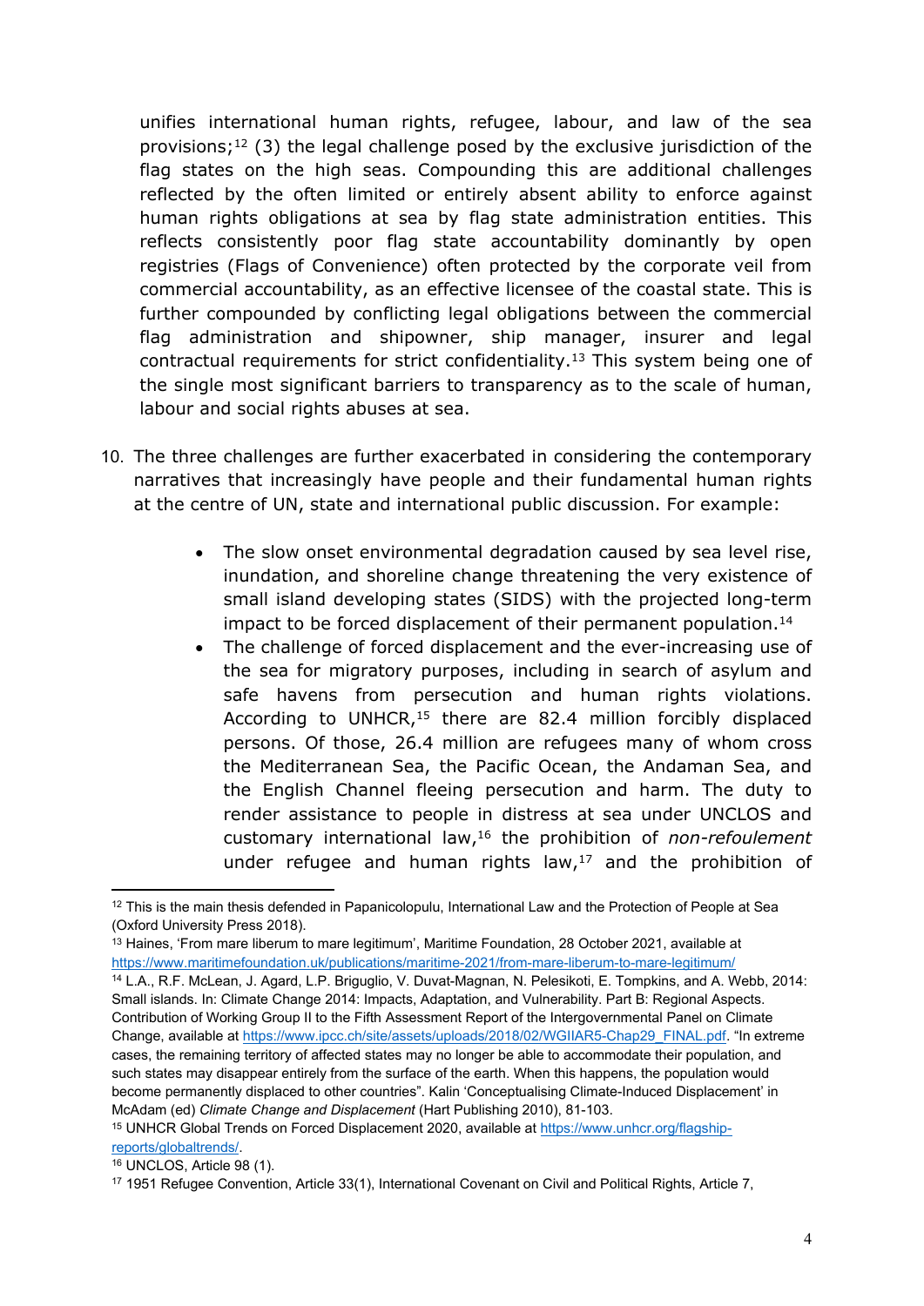unifies international human rights, refugee, labour, and law of the sea provisions;[12] (3) the legal challenge posed by the exclusive jurisdiction of the flag states on the high seas. Compounding this are additional challenges reflected by the often limited or entirely absent ability to enforce against human rights obligations at sea by flag state administration entities. This reflects consistently poor flag state accountability dominantly by open registries (Flags of Convenience) often protected by the corporate veil from commercial accountability, as an effective licensee of the coastal state. This is further compounded by conflicting legal obligations between the commercial flag administration and shipowner, ship manager, insurer and legal contractual requirements for strict confidentiality.[13] This system being one of the single most significant barriers to transparency as to the scale of human, labour and social rights abuses at sea.

10. The three challenges are further exacerbated in considering the contemporary narratives that increasingly have people and their fundamental human rights at the centre of UN, state and international public discussion. For example:

    - The slow onset environmental degradation caused by sea level rise, inundation, and shoreline change threatening the very existence of small island developing states (SIDS) with the projected long-term impact to be forced displacement of their permanent population.[14]
    - The challenge of forced displacement and the ever-increasing use of the sea for migratory purposes, including in search of asylum and safe havens from persecution and human rights violations. According to UNHCR,[15] there are 82.4 million forcibly displaced persons. Of those, 26.4 million are refugees many of whom cross the Mediterranean Sea, the Pacific Ocean, the Andaman Sea, and the English Channel fleeing persecution and harm. The duty to render assistance to people in distress at sea under UNCLOS and customary international law,[16] the prohibition of *non-refoulement* under refugee and human rights law,[17] and the prohibition of

---

[12] This is the main thesis defended in Papanicolopulu, International Law and the Protection of People at Sea (Oxford University Press 2018).

[13] Haines, 'From mare liberum to mare legitimum', Maritime Foundation, 28 October 2021, available at https://www.maritimefoundation.uk/publications/maritime-2021/from-mare-liberum-to-mare-legitimum/

[14] L.A., R.F. McLean, J. Agard, L.P. Briguglio, V. Duvat-Magnan, N. Pelesikoti, E. Tompkins, and A. Webb, 2014: Small islands. In: Climate Change 2014: Impacts, Adaptation, and Vulnerability. Part B: Regional Aspects. Contribution of Working Group II to the Fifth Assessment Report of the Intergovernmental Panel on Climate Change, available at https://www.ipcc.ch/site/assets/uploads/2018/02/WGIIAR5-Chap29_FINAL.pdf. "In extreme cases, the remaining territory of affected states may no longer be able to accommodate their population, and such states may disappear entirely from the surface of the earth. When this happens, the population would become permanently displaced to other countries". Kalin 'Conceptualising Climate-Induced Displacement' in McAdam (ed) *Climate Change and Displacement* (Hart Publishing 2010), 81-103.

[15] UNHCR Global Trends on Forced Displacement 2020, available at https://www.unhcr.org/flagship-reports/globaltrends/.

[16] UNCLOS, Article 98 (1).

[17] 1951 Refugee Convention, Article 33(1), International Covenant on Civil and Political Rights, Article 7,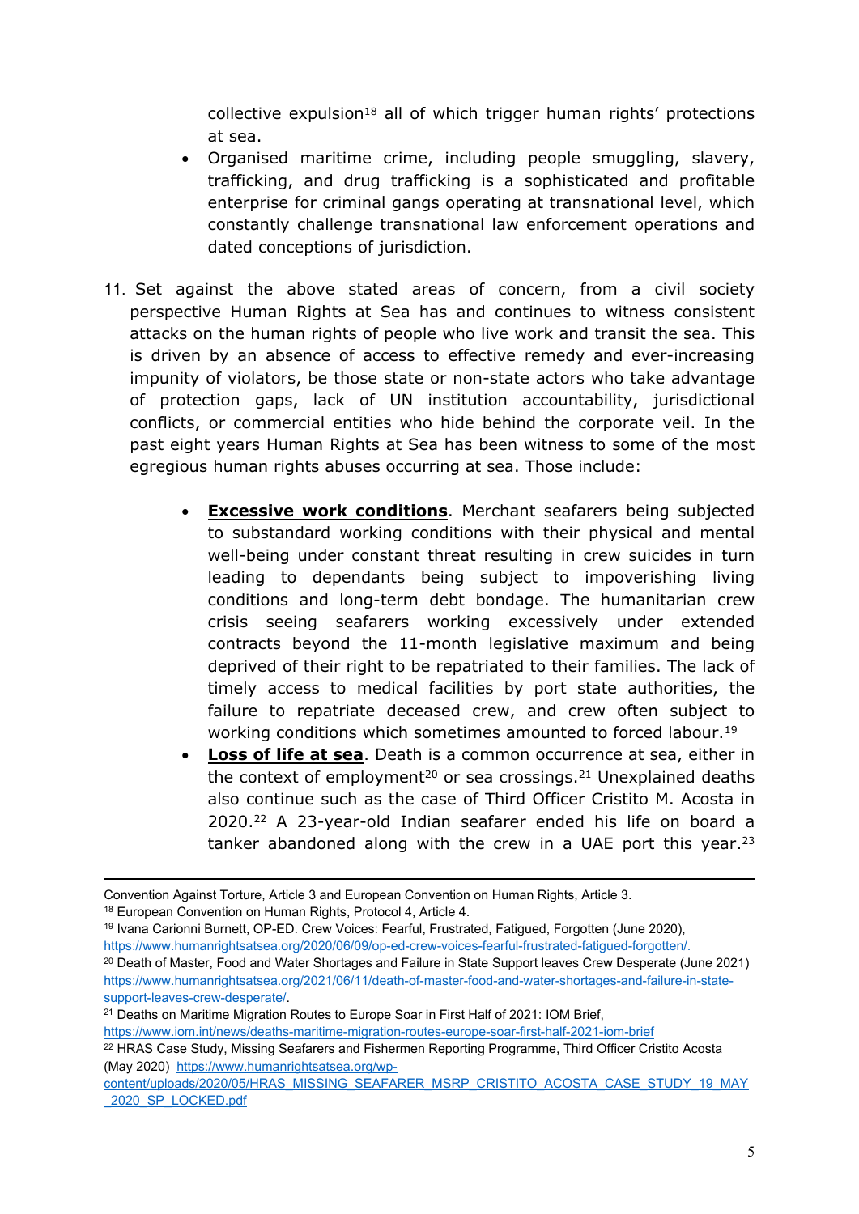collective expulsion[18] all of which trigger human rights' protections at sea.

- Organised maritime crime, including people smuggling, slavery, trafficking, and drug trafficking is a sophisticated and profitable enterprise for criminal gangs operating at transnational level, which constantly challenge transnational law enforcement operations and dated conceptions of jurisdiction.

11. Set against the above stated areas of concern, from a civil society perspective Human Rights at Sea has and continues to witness consistent attacks on the human rights of people who live work and transit the sea. This is driven by an absence of access to effective remedy and ever-increasing impunity of violators, be those state or non-state actors who take advantage of protection gaps, lack of UN institution accountability, jurisdictional conflicts, or commercial entities who hide behind the corporate veil. In the past eight years Human Rights at Sea has been witness to some of the most egregious human rights abuses occurring at sea. Those include:

    - **Excessive work conditions**. Merchant seafarers being subjected to substandard working conditions with their physical and mental well-being under constant threat resulting in crew suicides in turn leading to dependants being subject to impoverishing living conditions and long-term debt bondage. The humanitarian crew crisis seeing seafarers working excessively under extended contracts beyond the 11-month legislative maximum and being deprived of their right to be repatriated to their families. The lack of timely access to medical facilities by port state authorities, the failure to repatriate deceased crew, and crew often subject to working conditions which sometimes amounted to forced labour.[19]
    - **Loss of life at sea**. Death is a common occurrence at sea, either in the context of employment[20] or sea crossings.[21] Unexplained deaths also continue such as the case of Third Officer Cristito M. Acosta in 2020.[22] A 23-year-old Indian seafarer ended his life on board a tanker abandoned along with the crew in a UAE port this year.[23]

---

Convention Against Torture, Article 3 and European Convention on Human Rights, Article 3.

[18] European Convention on Human Rights, Protocol 4, Article 4.

[19] Ivana Carionni Burnett, OP-ED. Crew Voices: Fearful, Frustrated, Fatigued, Forgotten (June 2020), https://www.humanrightsatsea.org/2020/06/09/op-ed-crew-voices-fearful-frustrated-fatigued-forgotten/.

[20] Death of Master, Food and Water Shortages and Failure in State Support leaves Crew Desperate (June 2021) https://www.humanrightsatsea.org/2021/06/11/death-of-master-food-and-water-shortages-and-failure-in-state-support-leaves-crew-desperate/.

[21] Deaths on Maritime Migration Routes to Europe Soar in First Half of 2021: IOM Brief, https://www.iom.int/news/deaths-maritime-migration-routes-europe-soar-first-half-2021-iom-brief

[22] HRAS Case Study, Missing Seafarers and Fishermen Reporting Programme, Third Officer Cristito Acosta (May 2020) https://www.humanrightsatsea.org/wp-content/uploads/2020/05/HRAS_MISSING_SEAFARER_MSRP_CRISTITO_ACOSTA_CASE_STUDY_19_MAY_2020_SP_LOCKED.pdf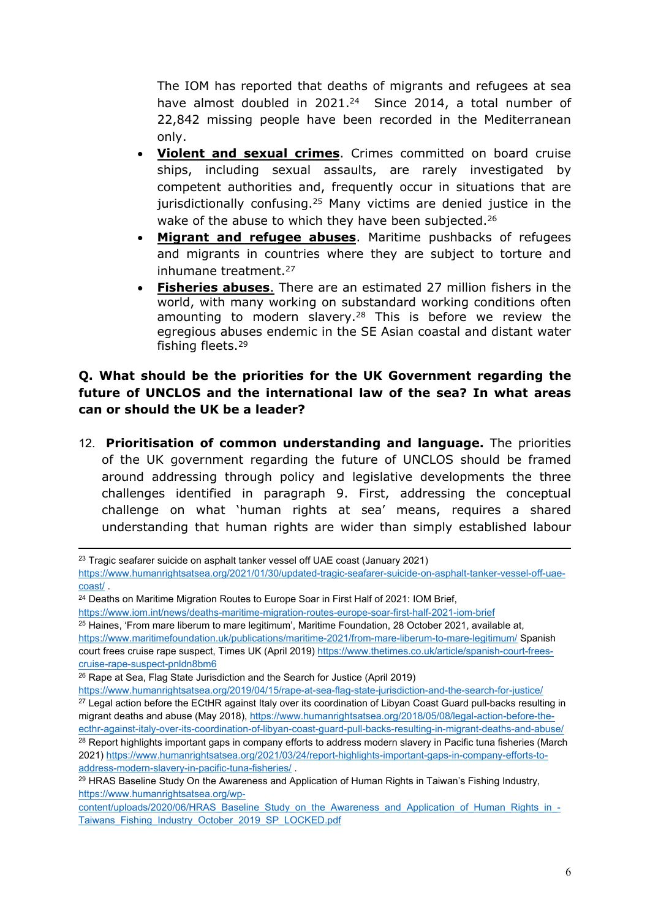The IOM has reported that deaths of migrants and refugees at sea have almost doubled in 2021.[24] Since 2014, a total number of 22,842 missing people have been recorded in the Mediterranean only.

- **Violent and sexual crimes**. Crimes committed on board cruise ships, including sexual assaults, are rarely investigated by competent authorities and, frequently occur in situations that are jurisdictionally confusing.[25] Many victims are denied justice in the wake of the abuse to which they have been subjected.[26]
- **Migrant and refugee abuses**. Maritime pushbacks of refugees and migrants in countries where they are subject to torture and inhumane treatment.[27]
- **Fisheries abuses**. There are an estimated 27 million fishers in the world, with many working on substandard working conditions often amounting to modern slavery.[28] This is before we review the egregious abuses endemic in the SE Asian coastal and distant water fishing fleets.[29]

**Q. What should be the priorities for the UK Government regarding the future of UNCLOS and the international law of the sea? In what areas can or should the UK be a leader?**

12. **Prioritisation of common understanding and language.** The priorities of the UK government regarding the future of UNCLOS should be framed around addressing through policy and legislative developments the three challenges identified in paragraph 9. First, addressing the conceptual challenge on what 'human rights at sea' means, requires a shared understanding that human rights are wider than simply established labour

---

[23] Tragic seafarer suicide on asphalt tanker vessel off UAE coast (January 2021) https://www.humanrightsatsea.org/2021/01/30/updated-tragic-seafarer-suicide-on-asphalt-tanker-vessel-off-uae-coast/ .

[24] Deaths on Maritime Migration Routes to Europe Soar in First Half of 2021: IOM Brief, https://www.iom.int/news/deaths-maritime-migration-routes-europe-soar-first-half-2021-iom-brief

[25] Haines, 'From mare liberum to mare legitimum', Maritime Foundation, 28 October 2021, available at, https://www.maritimefoundation.uk/publications/maritime-2021/from-mare-liberum-to-mare-legitimum/ Spanish court frees cruise rape suspect, Times UK (April 2019) https://www.thetimes.co.uk/article/spanish-court-frees-cruise-rape-suspect-pnldn8bm6

[26] Rape at Sea, Flag State Jurisdiction and the Search for Justice (April 2019) https://www.humanrightsatsea.org/2019/04/15/rape-at-sea-flag-state-jurisdiction-and-the-search-for-justice/

[27] Legal action before the ECtHR against Italy over its coordination of Libyan Coast Guard pull-backs resulting in migrant deaths and abuse (May 2018), https://www.humanrightsatsea.org/2018/05/08/legal-action-before-the-ecthr-against-italy-over-its-coordination-of-libyan-coast-guard-pull-backs-resulting-in-migrant-deaths-and-abuse/

[28] Report highlights important gaps in company efforts to address modern slavery in Pacific tuna fisheries (March 2021) https://www.humanrightsatsea.org/2021/03/24/report-highlights-important-gaps-in-company-efforts-to-address-modern-slavery-in-pacific-tuna-fisheries/ .

[29] HRAS Baseline Study On the Awareness and Application of Human Rights in Taiwan's Fishing Industry, https://www.humanrightsatsea.org/wp-content/uploads/2020/06/HRAS_Baseline_Study_on_the_Awareness_and_Application_of_Human_Rights_in_-Taiwans_Fishing_Industry_October_2019_SP_LOCKED.pdf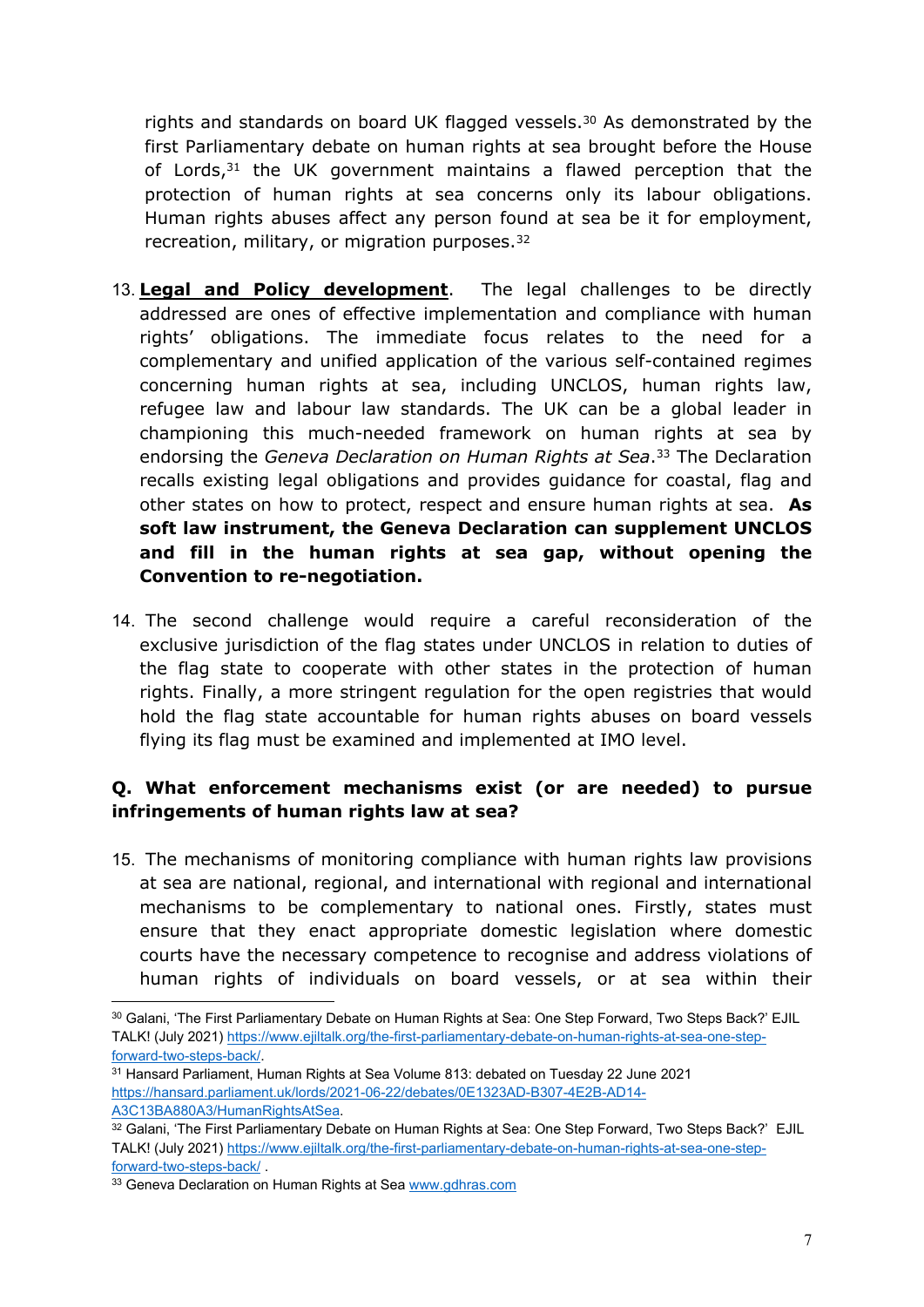rights and standards on board UK flagged vessels.[30] As demonstrated by the first Parliamentary debate on human rights at sea brought before the House of Lords,[31] the UK government maintains a flawed perception that the protection of human rights at sea concerns only its labour obligations. Human rights abuses affect any person found at sea be it for employment, recreation, military, or migration purposes.[32]

13. **Legal and Policy development**. The legal challenges to be directly addressed are ones of effective implementation and compliance with human rights' obligations. The immediate focus relates to the need for a complementary and unified application of the various self-contained regimes concerning human rights at sea, including UNCLOS, human rights law, refugee law and labour law standards. The UK can be a global leader in championing this much-needed framework on human rights at sea by endorsing the *Geneva Declaration on Human Rights at Sea*.[33] The Declaration recalls existing legal obligations and provides guidance for coastal, flag and other states on how to protect, respect and ensure human rights at sea. **As soft law instrument, the Geneva Declaration can supplement UNCLOS and fill in the human rights at sea gap, without opening the Convention to re-negotiation.**

14. The second challenge would require a careful reconsideration of the exclusive jurisdiction of the flag states under UNCLOS in relation to duties of the flag state to cooperate with other states in the protection of human rights. Finally, a more stringent regulation for the open registries that would hold the flag state accountable for human rights abuses on board vessels flying its flag must be examined and implemented at IMO level.

**Q. What enforcement mechanisms exist (or are needed) to pursue infringements of human rights law at sea?**

15. The mechanisms of monitoring compliance with human rights law provisions at sea are national, regional, and international with regional and international mechanisms to be complementary to national ones. Firstly, states must ensure that they enact appropriate domestic legislation where domestic courts have the necessary competence to recognise and address violations of human rights of individuals on board vessels, or at sea within their

---

[30] Galani, 'The First Parliamentary Debate on Human Rights at Sea: One Step Forward, Two Steps Back?' EJIL TALK! (July 2021) https://www.ejiltalk.org/the-first-parliamentary-debate-on-human-rights-at-sea-one-step-forward-two-steps-back/.

[31] Hansard Parliament, Human Rights at Sea Volume 813: debated on Tuesday 22 June 2021 https://hansard.parliament.uk/lords/2021-06-22/debates/0E1323AD-B307-4E2B-AD14-A3C13BA880A3/HumanRightsAtSea.

[32] Galani, 'The First Parliamentary Debate on Human Rights at Sea: One Step Forward, Two Steps Back?' EJIL TALK! (July 2021) https://www.ejiltalk.org/the-first-parliamentary-debate-on-human-rights-at-sea-one-step-forward-two-steps-back/ .

[33] Geneva Declaration on Human Rights at Sea www.gdhras.com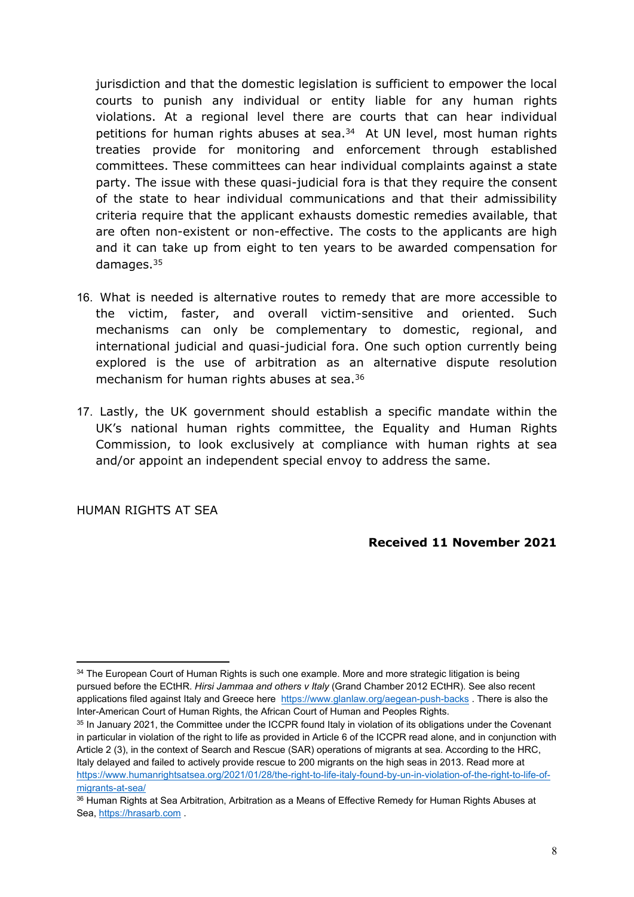jurisdiction and that the domestic legislation is sufficient to empower the local courts to punish any individual or entity liable for any human rights violations. At a regional level there are courts that can hear individual petitions for human rights abuses at sea.[34] At UN level, most human rights treaties provide for monitoring and enforcement through established committees. These committees can hear individual complaints against a state party. The issue with these quasi-judicial fora is that they require the consent of the state to hear individual communications and that their admissibility criteria require that the applicant exhausts domestic remedies available, that are often non-existent or non-effective. The costs to the applicants are high and it can take up from eight to ten years to be awarded compensation for damages.[35]

16. What is needed is alternative routes to remedy that are more accessible to the victim, faster, and overall victim-sensitive and oriented. Such mechanisms can only be complementary to domestic, regional, and international judicial and quasi-judicial fora. One such option currently being explored is the use of arbitration as an alternative dispute resolution mechanism for human rights abuses at sea.[36]

17. Lastly, the UK government should establish a specific mandate within the UK's national human rights committee, the Equality and Human Rights Commission, to look exclusively at compliance with human rights at sea and/or appoint an independent special envoy to address the same.

HUMAN RIGHTS AT SEA

**Received 11 November 2021**

---

[34] The European Court of Human Rights is such one example. More and more strategic litigation is being pursued before the ECtHR. *Hirsi Jammaa and others v Italy* (Grand Chamber 2012 ECtHR). See also recent applications filed against Italy and Greece here https://www.glanlaw.org/aegean-push-backs . There is also the Inter-American Court of Human Rights, the African Court of Human and Peoples Rights.

[35] In January 2021, the Committee under the ICCPR found Italy in violation of its obligations under the Covenant in particular in violation of the right to life as provided in Article 6 of the ICCPR read alone, and in conjunction with Article 2 (3), in the context of Search and Rescue (SAR) operations of migrants at sea. According to the HRC, Italy delayed and failed to actively provide rescue to 200 migrants on the high seas in 2013. Read more at https://www.humanrightsatsea.org/2021/01/28/the-right-to-life-italy-found-by-un-in-violation-of-the-right-to-life-of-migrants-at-sea/

[36] Human Rights at Sea Arbitration, Arbitration as a Means of Effective Remedy for Human Rights Abuses at Sea, https://hrasarb.com .